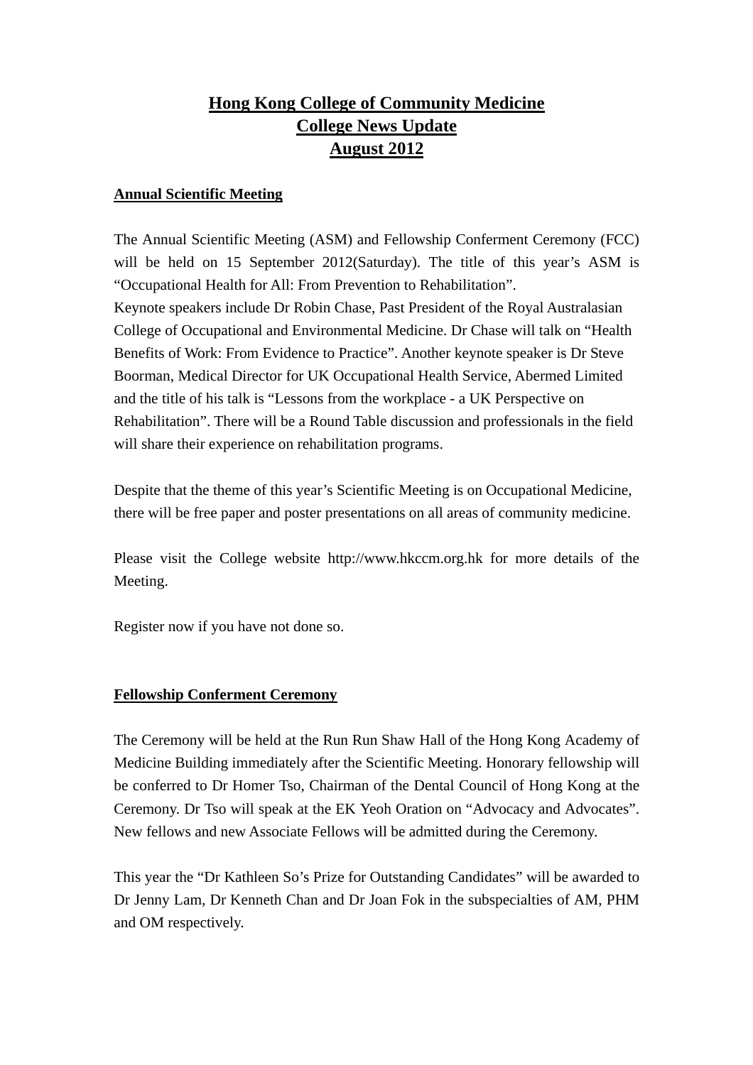# Hong Kong College of Community Medicine
## College News Update
## August 2012

### Annual Scientific Meeting

The Annual Scientific Meeting (ASM) and Fellowship Conferment Ceremony (FCC) will be held on 15 September 2012(Saturday). The title of this year's ASM is "Occupational Health for All: From Prevention to Rehabilitation".
Keynote speakers include Dr Robin Chase, Past President of the Royal Australasian College of Occupational and Environmental Medicine. Dr Chase will talk on "Health Benefits of Work: From Evidence to Practice". Another keynote speaker is Dr Steve Boorman, Medical Director for UK Occupational Health Service, Abermed Limited and the title of his talk is "Lessons from the workplace - a UK Perspective on Rehabilitation". There will be a Round Table discussion and professionals in the field will share their experience on rehabilitation programs.

Despite that the theme of this year's Scientific Meeting is on Occupational Medicine, there will be free paper and poster presentations on all areas of community medicine.

Please visit the College website http://www.hkccm.org.hk for more details of the Meeting.

Register now if you have not done so.

### Fellowship Conferment Ceremony

The Ceremony will be held at the Run Run Shaw Hall of the Hong Kong Academy of Medicine Building immediately after the Scientific Meeting. Honorary fellowship will be conferred to Dr Homer Tso, Chairman of the Dental Council of Hong Kong at the Ceremony. Dr Tso will speak at the EK Yeoh Oration on "Advocacy and Advocates". New fellows and new Associate Fellows will be admitted during the Ceremony.

This year the "Dr Kathleen So's Prize for Outstanding Candidates" will be awarded to Dr Jenny Lam, Dr Kenneth Chan and Dr Joan Fok in the subspecialties of AM, PHM and OM respectively.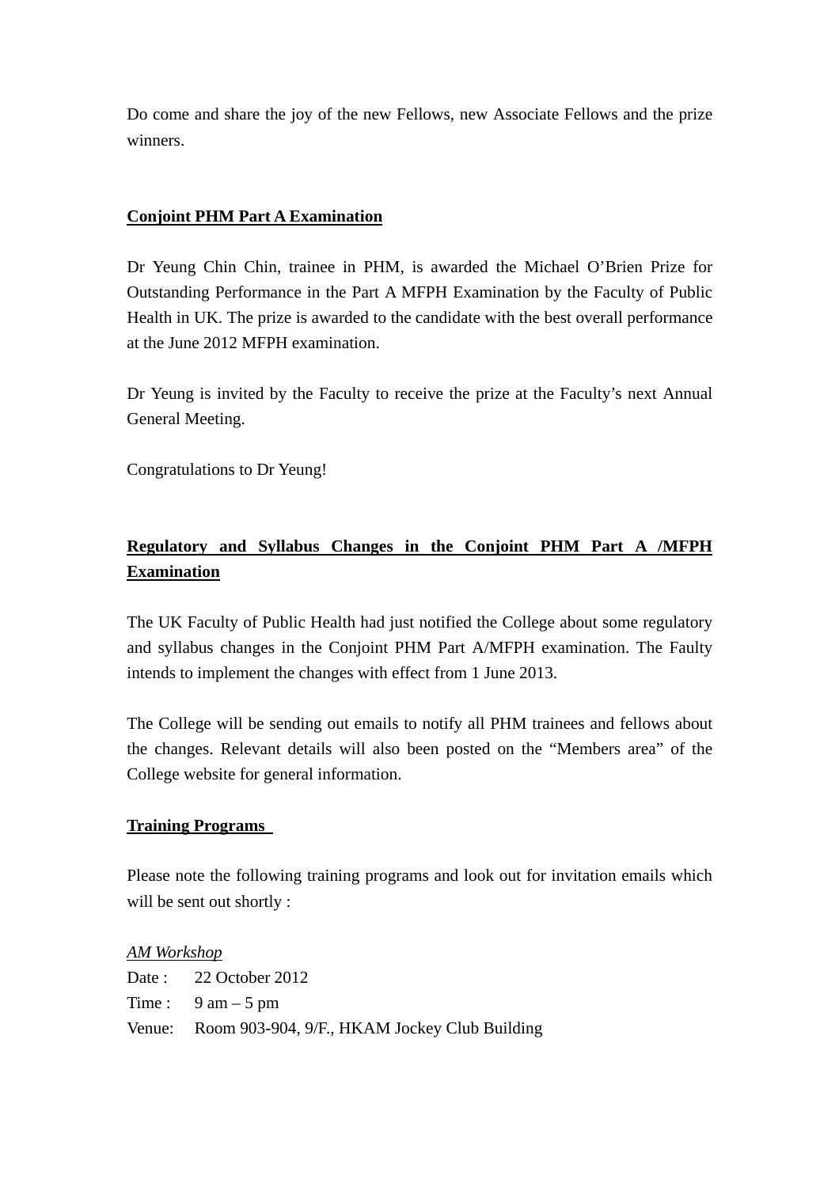Do come and share the joy of the new Fellows, new Associate Fellows and the prize winners.

**<u>Conjoint PHM Part A Examination</u>**

Dr Yeung Chin Chin, trainee in PHM, is awarded the Michael O'Brien Prize for Outstanding Performance in the Part A MFPH Examination by the Faculty of Public Health in UK. The prize is awarded to the candidate with the best overall performance at the June 2012 MFPH examination.

Dr Yeung is invited by the Faculty to receive the prize at the Faculty's next Annual General Meeting.

Congratulations to Dr Yeung!

**<u>Regulatory and Syllabus Changes in the Conjoint PHM Part A /MFPH Examination</u>**

The UK Faculty of Public Health had just notified the College about some regulatory and syllabus changes in the Conjoint PHM Part A/MFPH examination. The Faulty intends to implement the changes with effect from 1 June 2013.

The College will be sending out emails to notify all PHM trainees and fellows about the changes. Relevant details will also been posted on the "Members area" of the College website for general information.

**<u>Training Programs</u>**

Please note the following training programs and look out for invitation emails which will be sent out shortly :

*<u>AM Workshop</u>*

Date : 22 October 2012  
Time : 9 am – 5 pm  
Venue: Room 903-904, 9/F., HKAM Jockey Club Building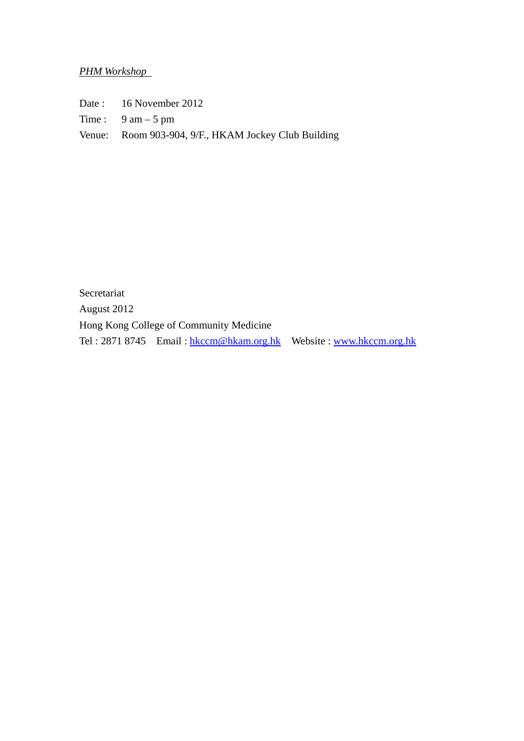*PHM Workshop*

Date : 16 November 2012

Time : 9 am – 5 pm

Venue: Room 903-904, 9/F., HKAM Jockey Club Building

Secretariat

August 2012

Hong Kong College of Community Medicine

Tel : 2871 8745 Email : hkccm@hkam.org.hk Website : www.hkccm.org.hk